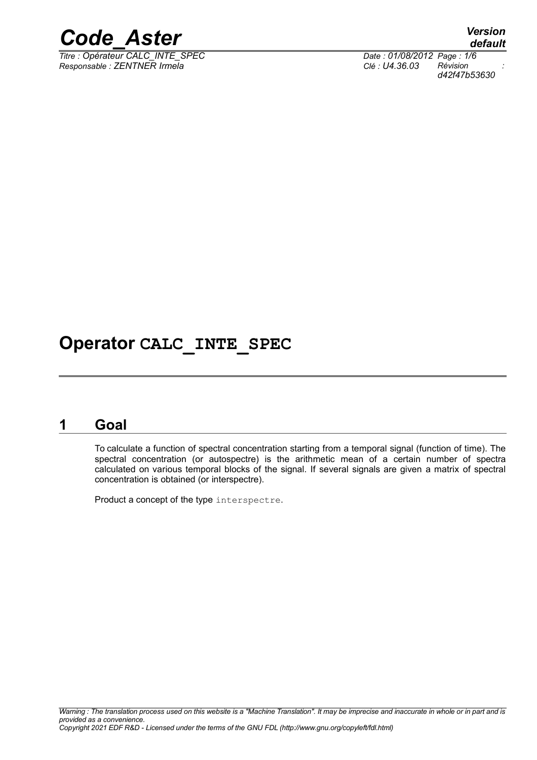# Operator CALC_INTE_SPEC

## 1 Goal

To calculate a function of spectral concentration starting from a temporal signal (function of time). The spectral concentration (or autospectre) is the arithmetic mean of a certain number of spectra calculated on various temporal blocks of the signal. If several signals are given a matrix of spectral concentration is obtained (or interspectre).

Product a concept of the type interspectre.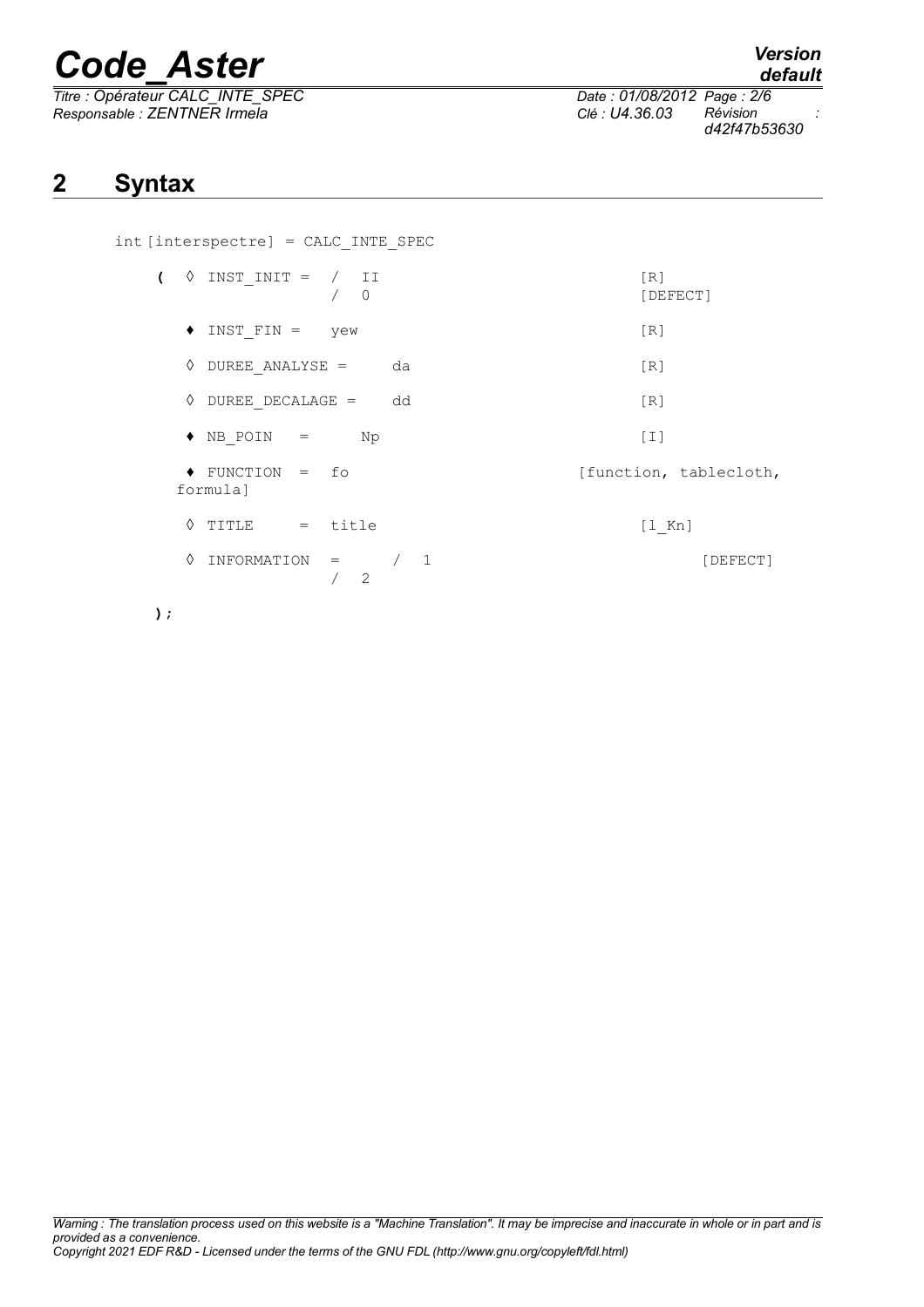## 2 Syntax

```
int [interspectre] = CALC_INTE_SPEC

    (  ◊ INST_INIT =  /  II                          [R]
                      /  0                           [DEFECT]

       ♦ INST_FIN =   yew                            [R]

       ◊ DUREE_ANALYSE =     da                      [R]

       ◊ DUREE_DECALAGE =    dd                      [R]

       ♦ NB_POIN   =      Np                         [I]

       ♦ FUNCTION  =  fo                        [function, tablecloth,
     formula]

       ◊ TITLE     =  title                          [l_Kn]

       ◊ INFORMATION  =     /  1                            [DEFECT]
                      /  2

    );
```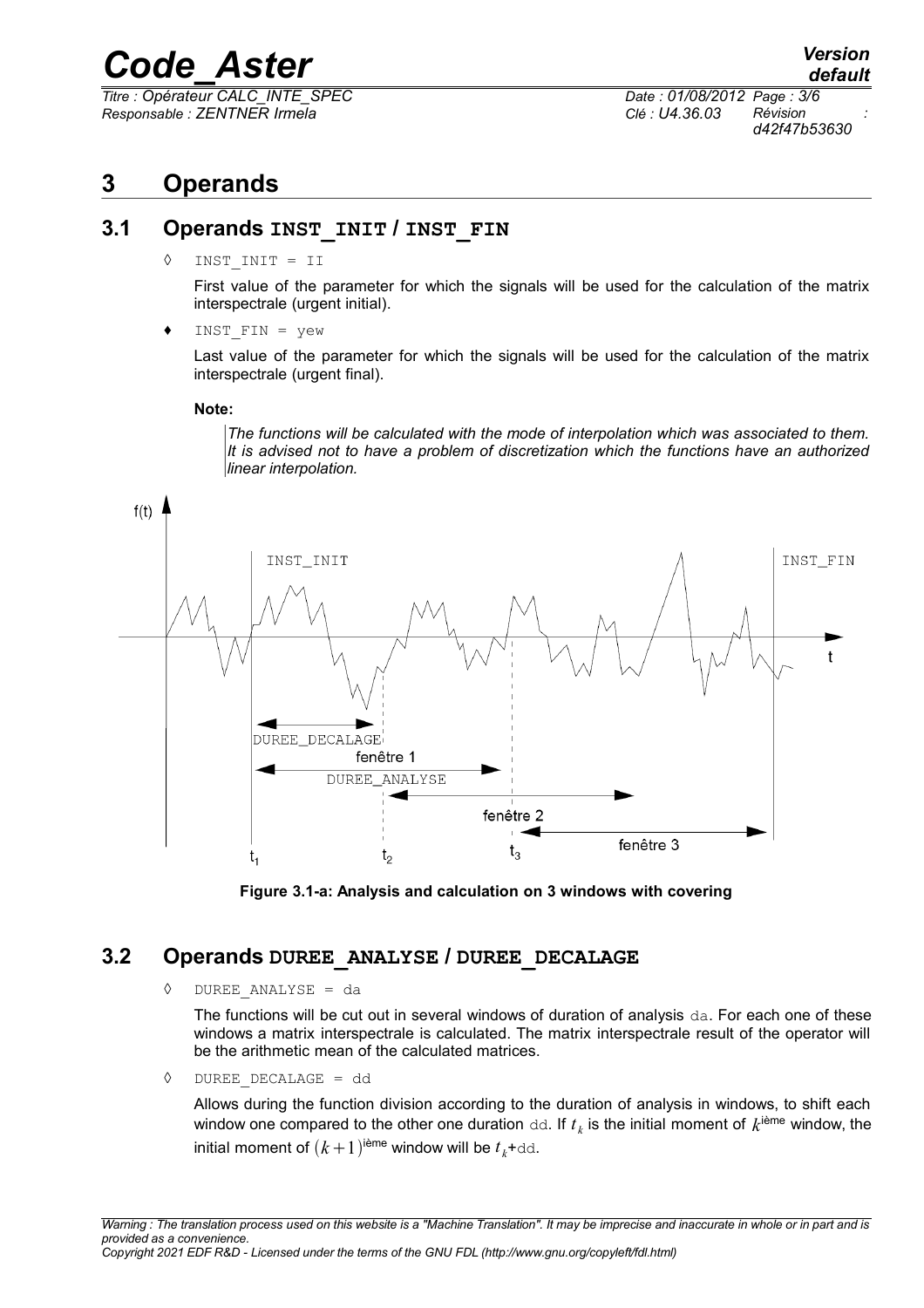# 3 Operands

## 3.1 Operands INST_INIT / INST_FIN

◊ INST_INIT = II

First value of the parameter for which the signals will be used for the calculation of the matrix interspectrale (urgent initial).

♦ INST_FIN = yew

Last value of the parameter for which the signals will be used for the calculation of the matrix interspectrale (urgent final).

**Note:**

*The functions will be calculated with the mode of interpolation which was associated to them. It is advised not to have a problem of discretization which the functions have an authorized linear interpolation.*

f(t)
INST_INIT
INST_FIN
t
DUREE_DECALAGE
fenêtre 1
DUREE_ANALYSE
fenêtre 2
fenêtre 3
$t_1$
$t_2$
$t_3$

**Figure 3.1-a: Analysis and calculation on 3 windows with covering**

## 3.2 Operands DUREE_ANALYSE / DUREE_DECALAGE

◊ DUREE_ANALYSE = da

The functions will be cut out in several windows of duration of analysis da. For each one of these windows a matrix interspectrale is calculated. The matrix interspectrale result of the operator will be the arithmetic mean of the calculated matrices.

◊ DUREE_DECALAGE = dd

Allows during the function division according to the duration of analysis in windows, to shift each window one compared to the other one duration dd. If $t_k$ is the initial moment of $k^{\text{ième}}$ window, the initial moment of $(k+1)^{\text{ième}}$ window will be $t_k$+dd.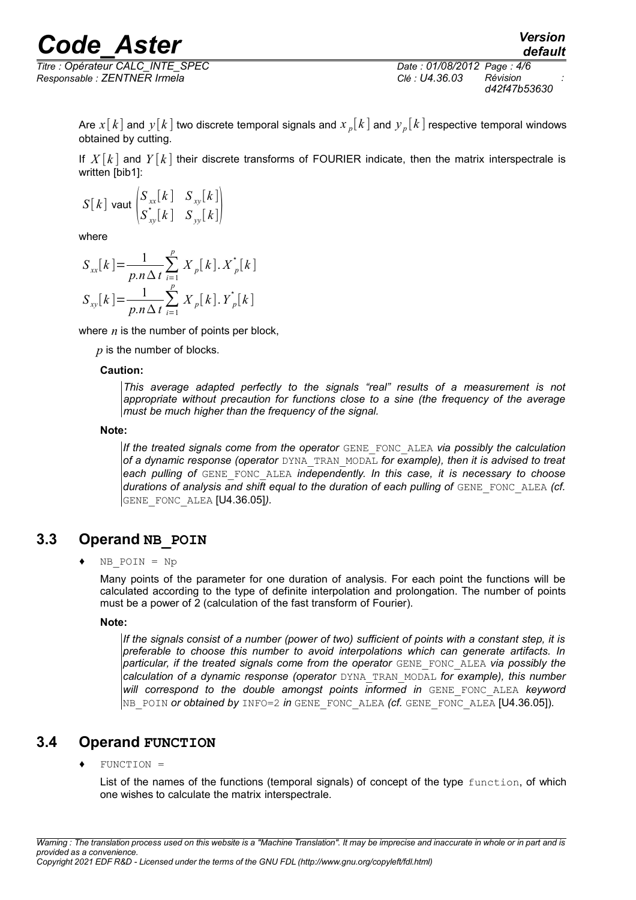Are $x[k]$ and $y[k]$ two discrete temporal signals and $x_p[k]$ and $y_p[k]$ respective temporal windows obtained by cutting.

If $X[k]$ and $Y[k]$ their discrete transforms of FOURIER indicate, then the matrix interspectrale is written [bib1]:

$$S[k] \text{ vaut } \begin{pmatrix} S_{xx}[k] & S_{xy}[k] \\ S^*_{xy}[k] & S_{yy}[k] \end{pmatrix}$$

where

$$S_{xx}[k] = \frac{1}{p.n\Delta t}\sum_{i=1}^{p} X_p[k].X^*_p[k]$$

$$S_{xy}[k] = \frac{1}{p.n\Delta t}\sum_{i=1}^{p} X_p[k].Y^*_p[k]$$

where $n$ is the number of points per block,

$p$ is the number of blocks.

**Caution:**

*This average adapted perfectly to the signals "real" results of a measurement is not appropriate without precaution for functions close to a sine (the frequency of the average must be much higher than the frequency of the signal.*

**Note:**

*If the treated signals come from the operator* GENE_FONC_ALEA *via possibly the calculation of a dynamic response (operator* DYNA_TRAN_MODAL *for example), then it is advised to treat each pulling of* GENE_FONC_ALEA *independently. In this case, it is necessary to choose durations of analysis and shift equal to the duration of each pulling of* GENE_FONC_ALEA *(cf.* GENE_FONC_ALEA [U4.36.05]*).*

## 3.3 Operand NB_POIN

♦ NB_POIN = Np

Many points of the parameter for one duration of analysis. For each point the functions will be calculated according to the type of definite interpolation and prolongation. The number of points must be a power of 2 (calculation of the fast transform of Fourier).

**Note:**

*If the signals consist of a number (power of two) sufficient of points with a constant step, it is preferable to choose this number to avoid interpolations which can generate artifacts. In particular, if the treated signals come from the operator* GENE_FONC_ALEA *via possibly the calculation of a dynamic response (operator* DYNA_TRAN_MODAL *for example), this number will correspond to the double amongst points informed in* GENE_FONC_ALEA *keyword* NB_POIN *or obtained by* INFO=2 *in* GENE_FONC_ALEA *(cf.* GENE_FONC_ALEA [U4.36.05]*).*

## 3.4 Operand FUNCTION

♦ FUNCTION =

List of the names of the functions (temporal signals) of concept of the type function, of which one wishes to calculate the matrix interspectrale.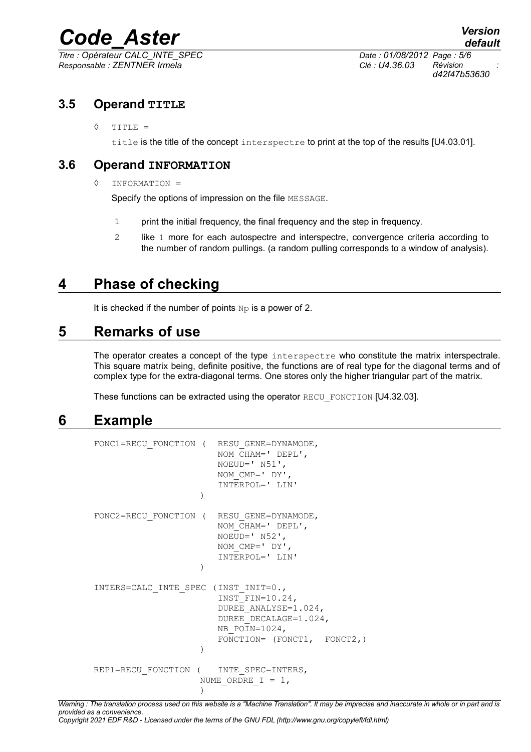### 3.5 Operand TITLE

◊ TITLE =

title is the title of the concept interspectre to print at the top of the results [U4.03.01].

### 3.6 Operand INFORMATION

◊ INFORMATION =

Specify the options of impression on the file MESSAGE.

1 print the initial frequency, the final frequency and the step in frequency.

2 like 1 more for each autospectre and interspectre, convergence criteria according to the number of random pullings. (a random pulling corresponds to a window of analysis).

# 4 Phase of checking

It is checked if the number of points Np is a power of 2.

# 5 Remarks of use

The operator creates a concept of the type interspectre who constitute the matrix interspectrale. This square matrix being, definite positive, the functions are of real type for the diagonal terms and of complex type for the extra-diagonal terms. One stores only the higher triangular part of the matrix.

These functions can be extracted using the operator RECU_FONCTION [U4.32.03].

# 6 Example

```
FONC1=RECU_FONCTION (  RESU_GENE=DYNAMODE,
                       NOM_CHAM=' DEPL',
                       NOEUD=' N51',
                       NOM_CMP=' DY',
                       INTERPOL=' LIN'
                    )

FONC2=RECU_FONCTION (  RESU_GENE=DYNAMODE,
                       NOM_CHAM=' DEPL',
                       NOEUD=' N52',
                       NOM_CMP=' DY',
                       INTERPOL=' LIN'
                    )

INTERS=CALC_INTE_SPEC (INST_INIT=0.,
                       INST_FIN=10.24,
                       DUREE_ANALYSE=1.024,
                       DUREE_DECALAGE=1.024,
                       NB_POIN=1024,
                       FONCTION= (FONCT1,  FONCT2,)
                    )

REP1=RECU_FONCTION (   INTE_SPEC=INTERS,
                    NUME_ORDRE_I = 1,
                    )
```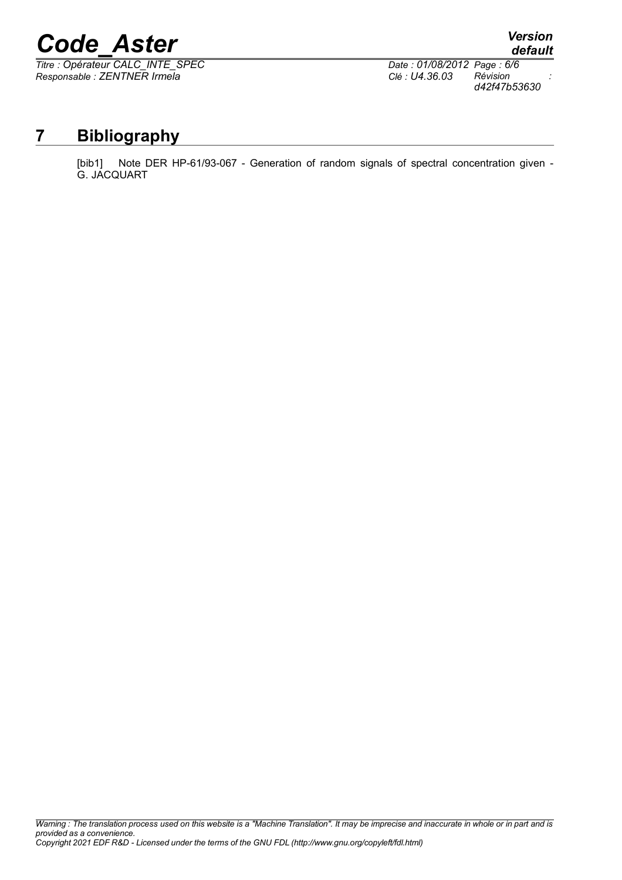# 7 Bibliography

[bib1] Note DER HP-61/93-067 - Generation of random signals of spectral concentration given - G. JACQUART